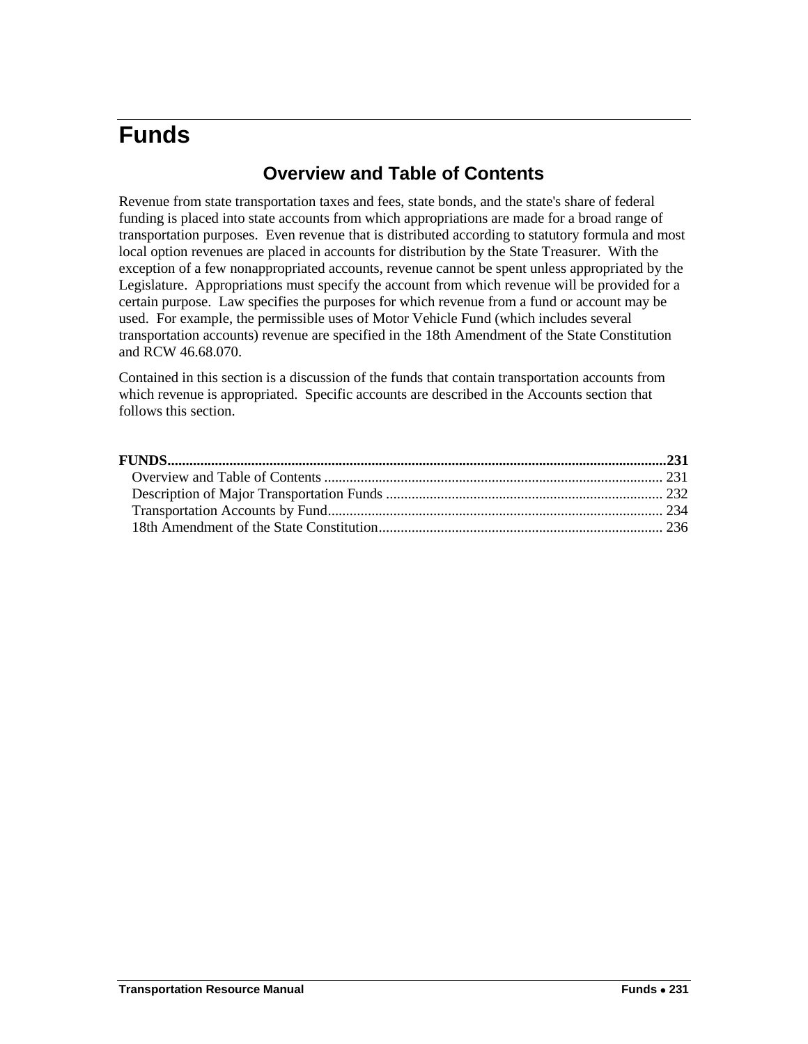# Funds

## Overview and Table of Contents

Revenue from state transportation taxes and fees, state bonds, and the state's share of federal funding is placed into state accounts from which appropriations are made for a broad range of transportation purposes. Even revenue that is distributed according to statutory formula and most local option revenues are placed in accounts for distribution by the State Treasurer. With the exception of a few nonappropriated accounts, revenue cannot be spent unless appropriated by the Legislature. Appropriations must specify the account from which revenue will be provided for a certain purpose. Law specifies the purposes for which revenue from a fund or account may be used. For example, the permissible uses of Motor Vehicle Fund (which includes several transportation accounts) revenue are specified in the 18th Amendment of the State Constitution and RCW 46.68.070.

Contained in this section is a discussion of the funds that contain transportation accounts from which revenue is appropriated. Specific accounts are described in the Accounts section that follows this section.

**FUNDS....................................................................................................................231**

- Overview and Table of Contents .......................................................................... 231
- Description of Major Transportation Funds .......................................................... 232
- Transportation Accounts by Fund.......................................................................... 234
- 18th Amendment of the State Constitution............................................................ 236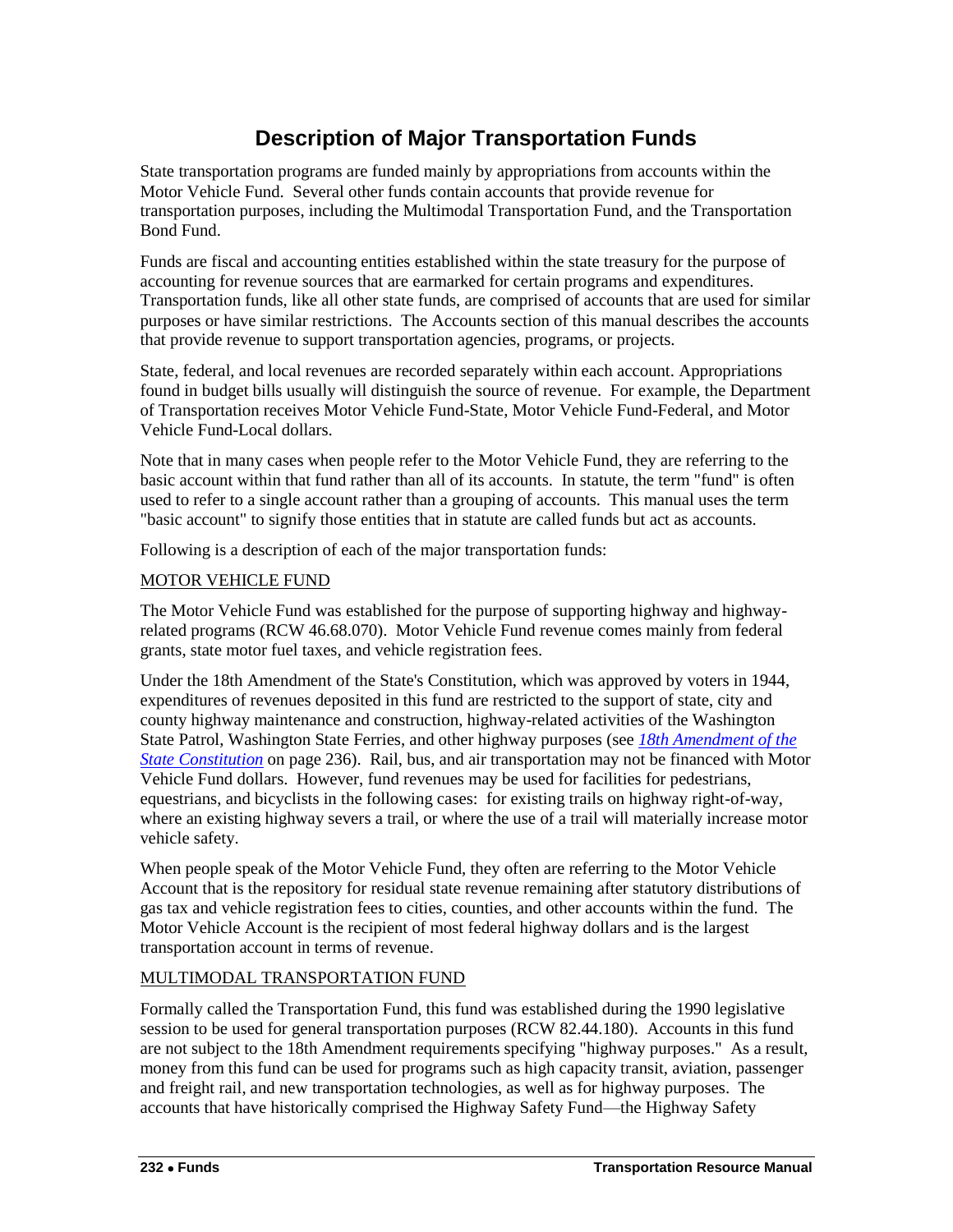# Description of Major Transportation Funds

State transportation programs are funded mainly by appropriations from accounts within the Motor Vehicle Fund. Several other funds contain accounts that provide revenue for transportation purposes, including the Multimodal Transportation Fund, and the Transportation Bond Fund.

Funds are fiscal and accounting entities established within the state treasury for the purpose of accounting for revenue sources that are earmarked for certain programs and expenditures. Transportation funds, like all other state funds, are comprised of accounts that are used for similar purposes or have similar restrictions. The Accounts section of this manual describes the accounts that provide revenue to support transportation agencies, programs, or projects.

State, federal, and local revenues are recorded separately within each account. Appropriations found in budget bills usually will distinguish the source of revenue. For example, the Department of Transportation receives Motor Vehicle Fund-State, Motor Vehicle Fund-Federal, and Motor Vehicle Fund-Local dollars.

Note that in many cases when people refer to the Motor Vehicle Fund, they are referring to the basic account within that fund rather than all of its accounts. In statute, the term "fund" is often used to refer to a single account rather than a grouping of accounts. This manual uses the term "basic account" to signify those entities that in statute are called funds but act as accounts.

Following is a description of each of the major transportation funds:

## MOTOR VEHICLE FUND

The Motor Vehicle Fund was established for the purpose of supporting highway and highway-related programs (RCW 46.68.070). Motor Vehicle Fund revenue comes mainly from federal grants, state motor fuel taxes, and vehicle registration fees.

Under the 18th Amendment of the State's Constitution, which was approved by voters in 1944, expenditures of revenues deposited in this fund are restricted to the support of state, city and county highway maintenance and construction, highway-related activities of the Washington State Patrol, Washington State Ferries, and other highway purposes (see *18th Amendment of the State Constitution* on page 236). Rail, bus, and air transportation may not be financed with Motor Vehicle Fund dollars. However, fund revenues may be used for facilities for pedestrians, equestrians, and bicyclists in the following cases: for existing trails on highway right-of-way, where an existing highway severs a trail, or where the use of a trail will materially increase motor vehicle safety.

When people speak of the Motor Vehicle Fund, they often are referring to the Motor Vehicle Account that is the repository for residual state revenue remaining after statutory distributions of gas tax and vehicle registration fees to cities, counties, and other accounts within the fund. The Motor Vehicle Account is the recipient of most federal highway dollars and is the largest transportation account in terms of revenue.

## MULTIMODAL TRANSPORTATION FUND

Formally called the Transportation Fund, this fund was established during the 1990 legislative session to be used for general transportation purposes (RCW 82.44.180). Accounts in this fund are not subject to the 18th Amendment requirements specifying "highway purposes." As a result, money from this fund can be used for programs such as high capacity transit, aviation, passenger and freight rail, and new transportation technologies, as well as for highway purposes. The accounts that have historically comprised the Highway Safety Fund—the Highway Safety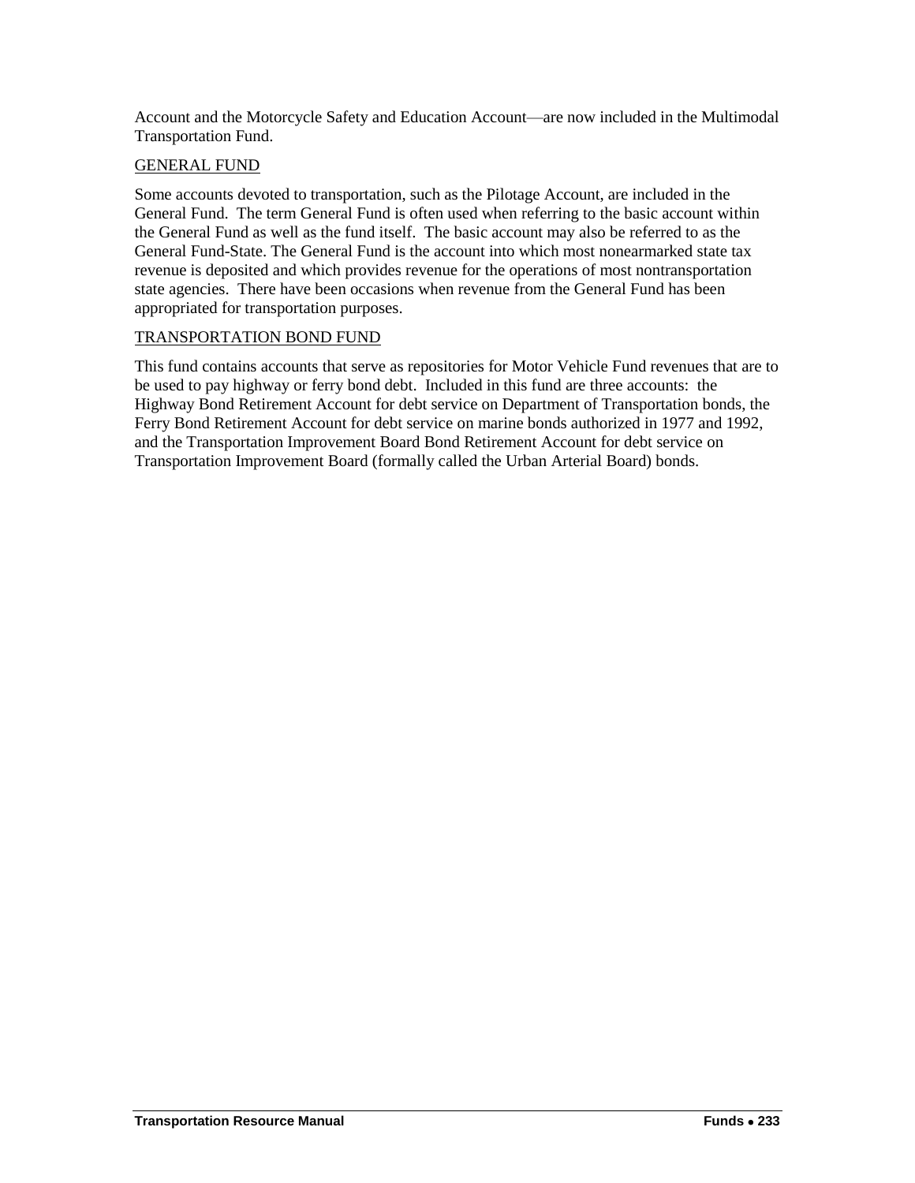Account and the Motorcycle Safety and Education Account—are now included in the Multimodal Transportation Fund.

## GENERAL FUND

Some accounts devoted to transportation, such as the Pilotage Account, are included in the General Fund. The term General Fund is often used when referring to the basic account within the General Fund as well as the fund itself. The basic account may also be referred to as the General Fund-State. The General Fund is the account into which most nonearmarked state tax revenue is deposited and which provides revenue for the operations of most nontransportation state agencies. There have been occasions when revenue from the General Fund has been appropriated for transportation purposes.

## TRANSPORTATION BOND FUND

This fund contains accounts that serve as repositories for Motor Vehicle Fund revenues that are to be used to pay highway or ferry bond debt. Included in this fund are three accounts: the Highway Bond Retirement Account for debt service on Department of Transportation bonds, the Ferry Bond Retirement Account for debt service on marine bonds authorized in 1977 and 1992, and the Transportation Improvement Board Bond Retirement Account for debt service on Transportation Improvement Board (formally called the Urban Arterial Board) bonds.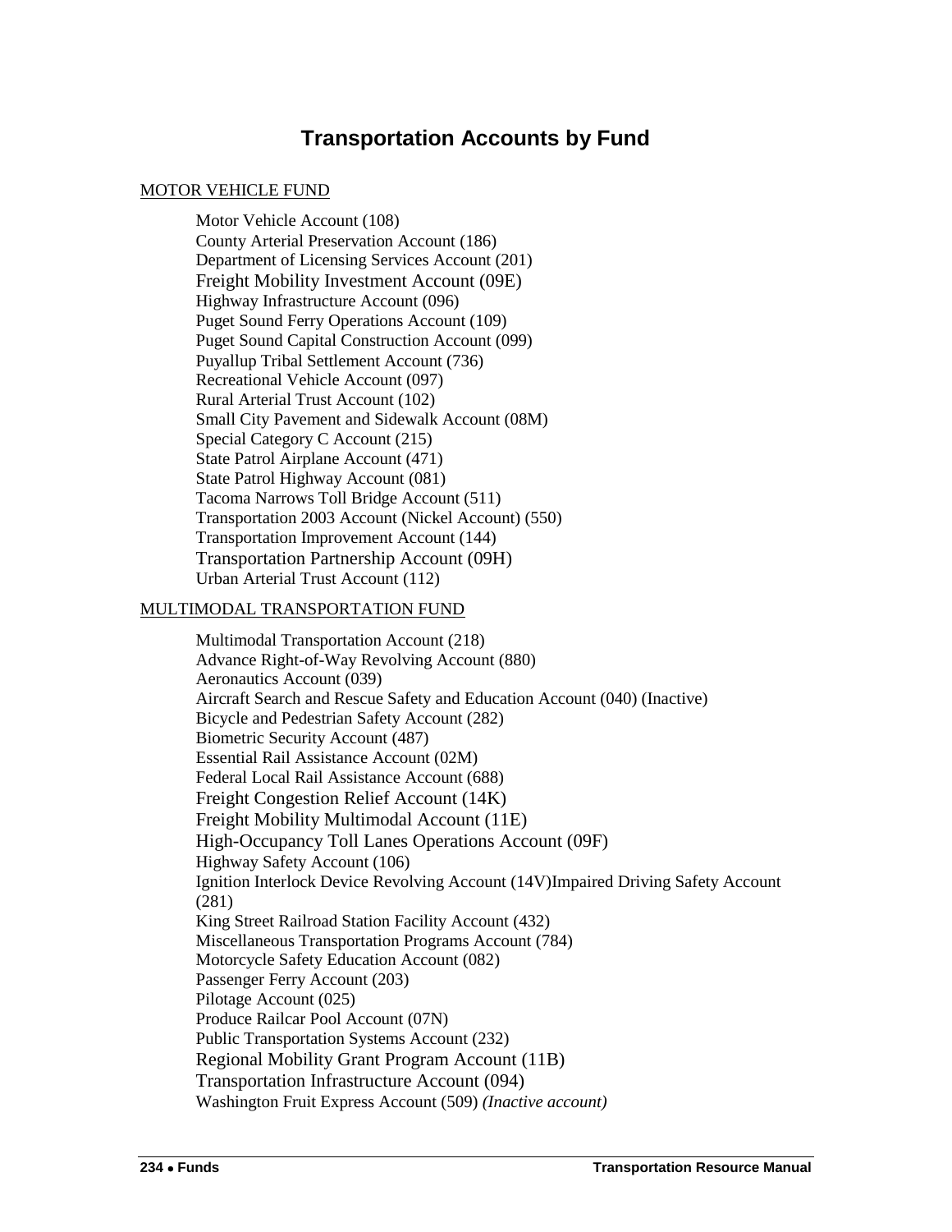# Transportation Accounts by Fund

MOTOR VEHICLE FUND

Motor Vehicle Account (108)
County Arterial Preservation Account (186)
Department of Licensing Services Account (201)
Freight Mobility Investment Account (09E)
Highway Infrastructure Account (096)
Puget Sound Ferry Operations Account (109)
Puget Sound Capital Construction Account (099)
Puyallup Tribal Settlement Account (736)
Recreational Vehicle Account (097)
Rural Arterial Trust Account (102)
Small City Pavement and Sidewalk Account (08M)
Special Category C Account (215)
State Patrol Airplane Account (471)
State Patrol Highway Account (081)
Tacoma Narrows Toll Bridge Account (511)
Transportation 2003 Account (Nickel Account) (550)
Transportation Improvement Account (144)
Transportation Partnership Account (09H)
Urban Arterial Trust Account (112)

MULTIMODAL TRANSPORTATION FUND

Multimodal Transportation Account (218)
Advance Right-of-Way Revolving Account (880)
Aeronautics Account (039)
Aircraft Search and Rescue Safety and Education Account (040) (Inactive)
Bicycle and Pedestrian Safety Account (282)
Biometric Security Account (487)
Essential Rail Assistance Account (02M)
Federal Local Rail Assistance Account (688)
Freight Congestion Relief Account (14K)
Freight Mobility Multimodal Account (11E)
High-Occupancy Toll Lanes Operations Account (09F)
Highway Safety Account (106)
Ignition Interlock Device Revolving Account (14V)Impaired Driving Safety Account (281)
King Street Railroad Station Facility Account (432)
Miscellaneous Transportation Programs Account (784)
Motorcycle Safety Education Account (082)
Passenger Ferry Account (203)
Pilotage Account (025)
Produce Railcar Pool Account (07N)
Public Transportation Systems Account (232)
Regional Mobility Grant Program Account (11B)
Transportation Infrastructure Account (094)
Washington Fruit Express Account (509) *(Inactive account)*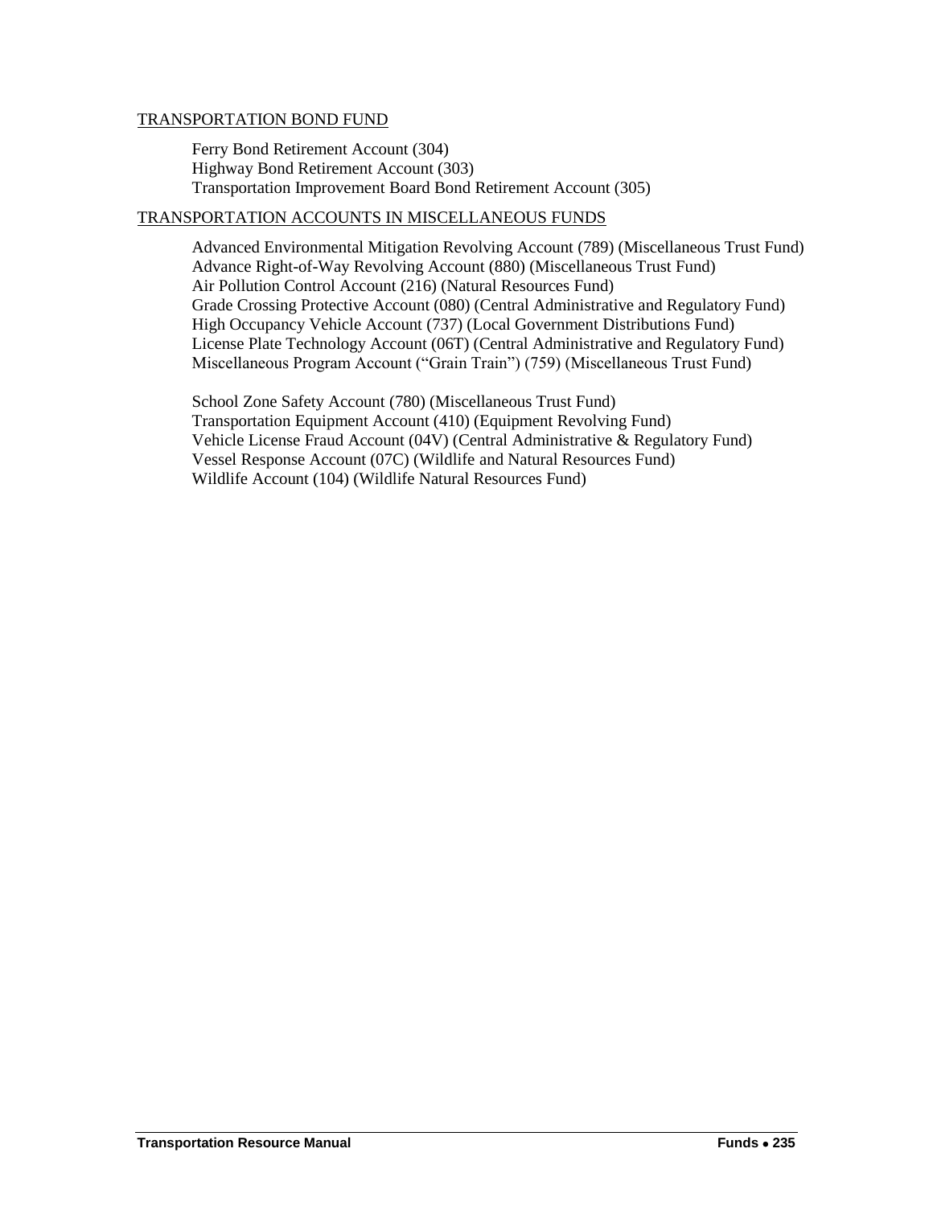TRANSPORTATION BOND FUND

Ferry Bond Retirement Account (304)
Highway Bond Retirement Account (303)
Transportation Improvement Board Bond Retirement Account (305)

TRANSPORTATION ACCOUNTS IN MISCELLANEOUS FUNDS

Advanced Environmental Mitigation Revolving Account (789) (Miscellaneous Trust Fund)
Advance Right-of-Way Revolving Account (880) (Miscellaneous Trust Fund)
Air Pollution Control Account (216) (Natural Resources Fund)
Grade Crossing Protective Account (080) (Central Administrative and Regulatory Fund)
High Occupancy Vehicle Account (737) (Local Government Distributions Fund)
License Plate Technology Account (06T) (Central Administrative and Regulatory Fund)
Miscellaneous Program Account ("Grain Train") (759) (Miscellaneous Trust Fund)

School Zone Safety Account (780) (Miscellaneous Trust Fund)
Transportation Equipment Account (410) (Equipment Revolving Fund)
Vehicle License Fraud Account (04V) (Central Administrative & Regulatory Fund)
Vessel Response Account (07C) (Wildlife and Natural Resources Fund)
Wildlife Account (104) (Wildlife Natural Resources Fund)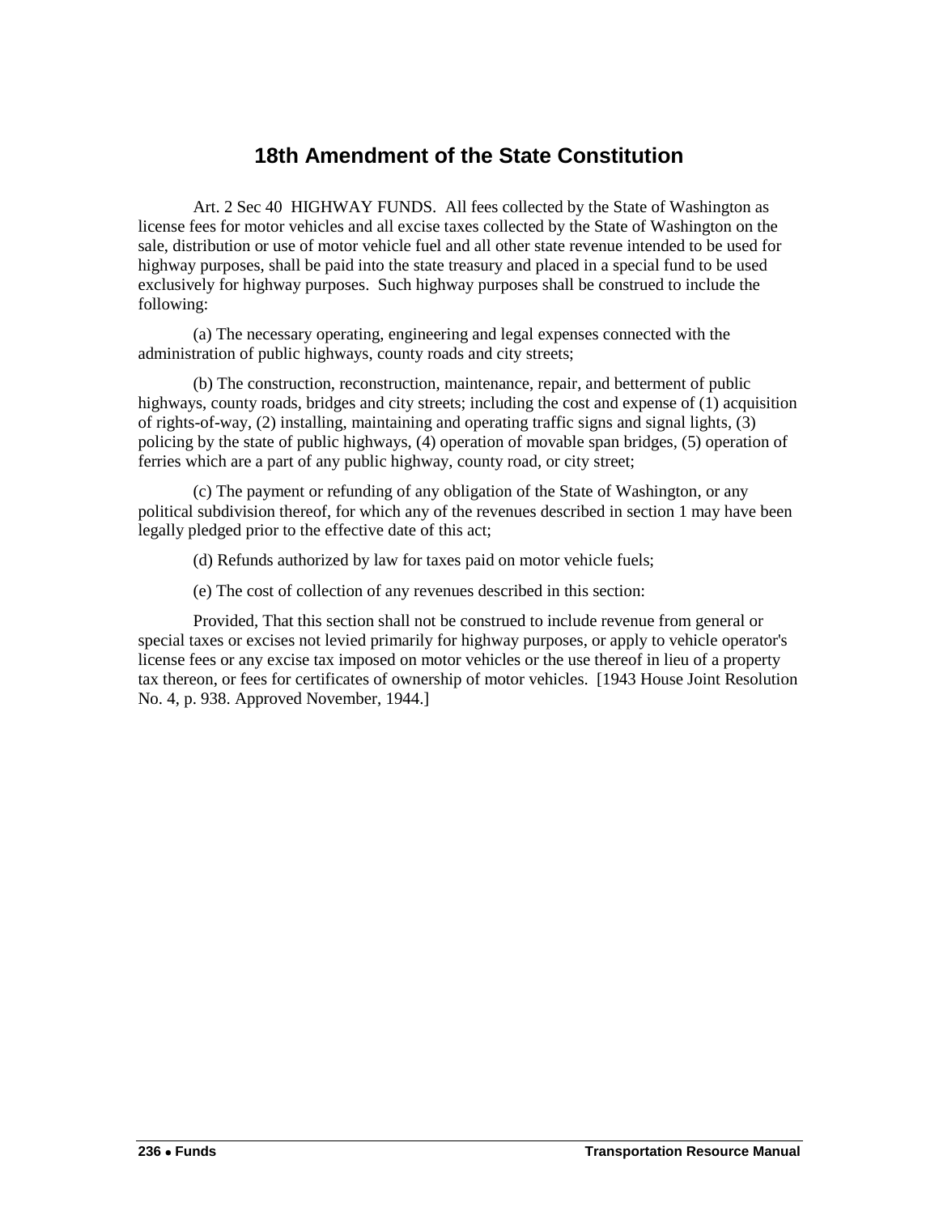# 18th Amendment of the State Constitution

Art. 2 Sec 40 HIGHWAY FUNDS. All fees collected by the State of Washington as license fees for motor vehicles and all excise taxes collected by the State of Washington on the sale, distribution or use of motor vehicle fuel and all other state revenue intended to be used for highway purposes, shall be paid into the state treasury and placed in a special fund to be used exclusively for highway purposes. Such highway purposes shall be construed to include the following:

(a) The necessary operating, engineering and legal expenses connected with the administration of public highways, county roads and city streets;

(b) The construction, reconstruction, maintenance, repair, and betterment of public highways, county roads, bridges and city streets; including the cost and expense of (1) acquisition of rights-of-way, (2) installing, maintaining and operating traffic signs and signal lights, (3) policing by the state of public highways, (4) operation of movable span bridges, (5) operation of ferries which are a part of any public highway, county road, or city street;

(c) The payment or refunding of any obligation of the State of Washington, or any political subdivision thereof, for which any of the revenues described in section 1 may have been legally pledged prior to the effective date of this act;

(d) Refunds authorized by law for taxes paid on motor vehicle fuels;

(e) The cost of collection of any revenues described in this section:

Provided, That this section shall not be construed to include revenue from general or special taxes or excises not levied primarily for highway purposes, or apply to vehicle operator's license fees or any excise tax imposed on motor vehicles or the use thereof in lieu of a property tax thereon, or fees for certificates of ownership of motor vehicles. [1943 House Joint Resolution No. 4, p. 938. Approved November, 1944.]